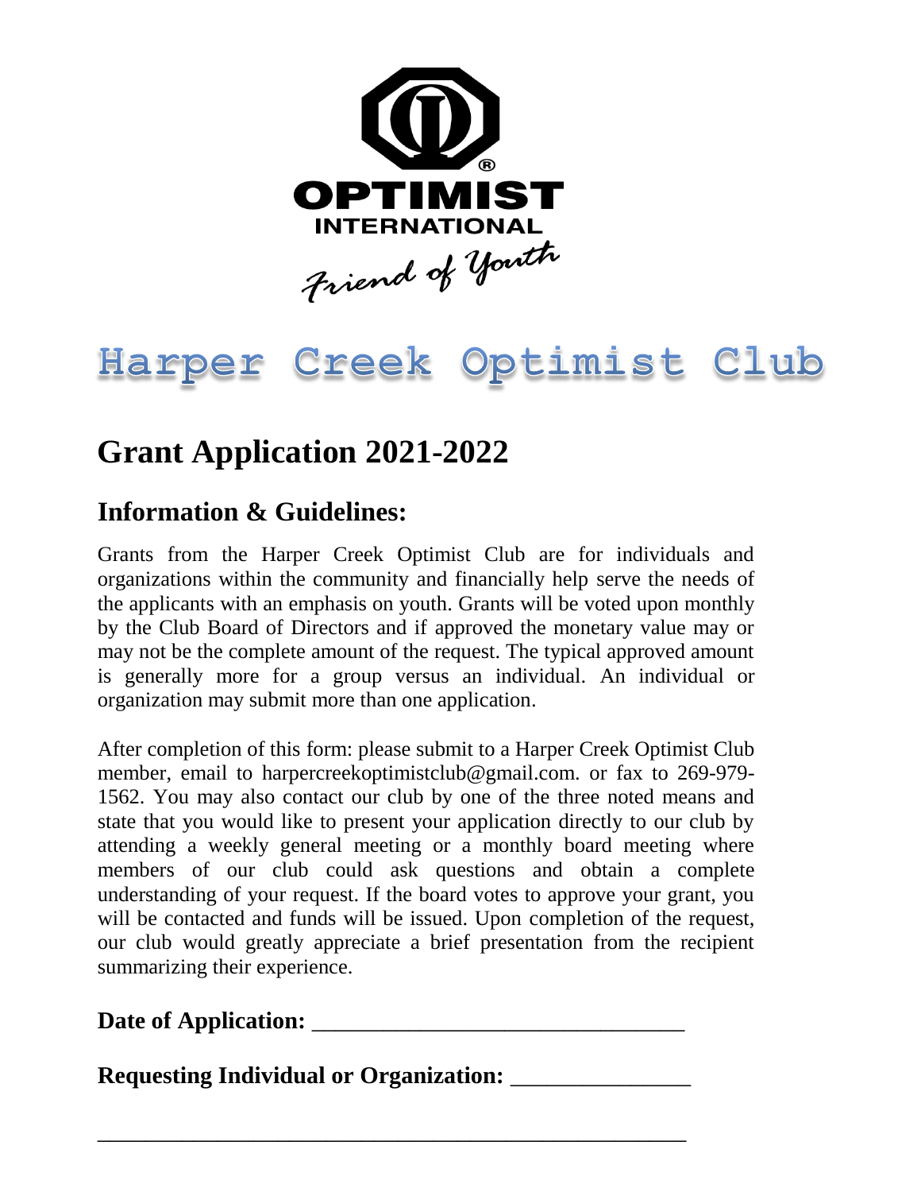OPTIMIST INTERNATIONAL

Friend of Youth

# Harper Creek Optimist Club

## Grant Application 2021-2022

### Information & Guidelines:

Grants from the Harper Creek Optimist Club are for individuals and organizations within the community and financially help serve the needs of the applicants with an emphasis on youth. Grants will be voted upon monthly by the Club Board of Directors and if approved the monetary value may or may not be the complete amount of the request. The typical approved amount is generally more for a group versus an individual. An individual or organization may submit more than one application.

After completion of this form: please submit to a Harper Creek Optimist Club member, email to harpercreekoptimistclub@gmail.com. or fax to 269-979-1562. You may also contact our club by one of the three noted means and state that you would like to present your application directly to our club by attending a weekly general meeting or a monthly board meeting where members of our club could ask questions and obtain a complete understanding of your request. If the board votes to approve your grant, you will be contacted and funds will be issued. Upon completion of the request, our club would greatly appreciate a brief presentation from the recipient summarizing their experience.

**Date of Application:** _______________________________

**Requesting Individual or Organization:** _______________

_________________________________________________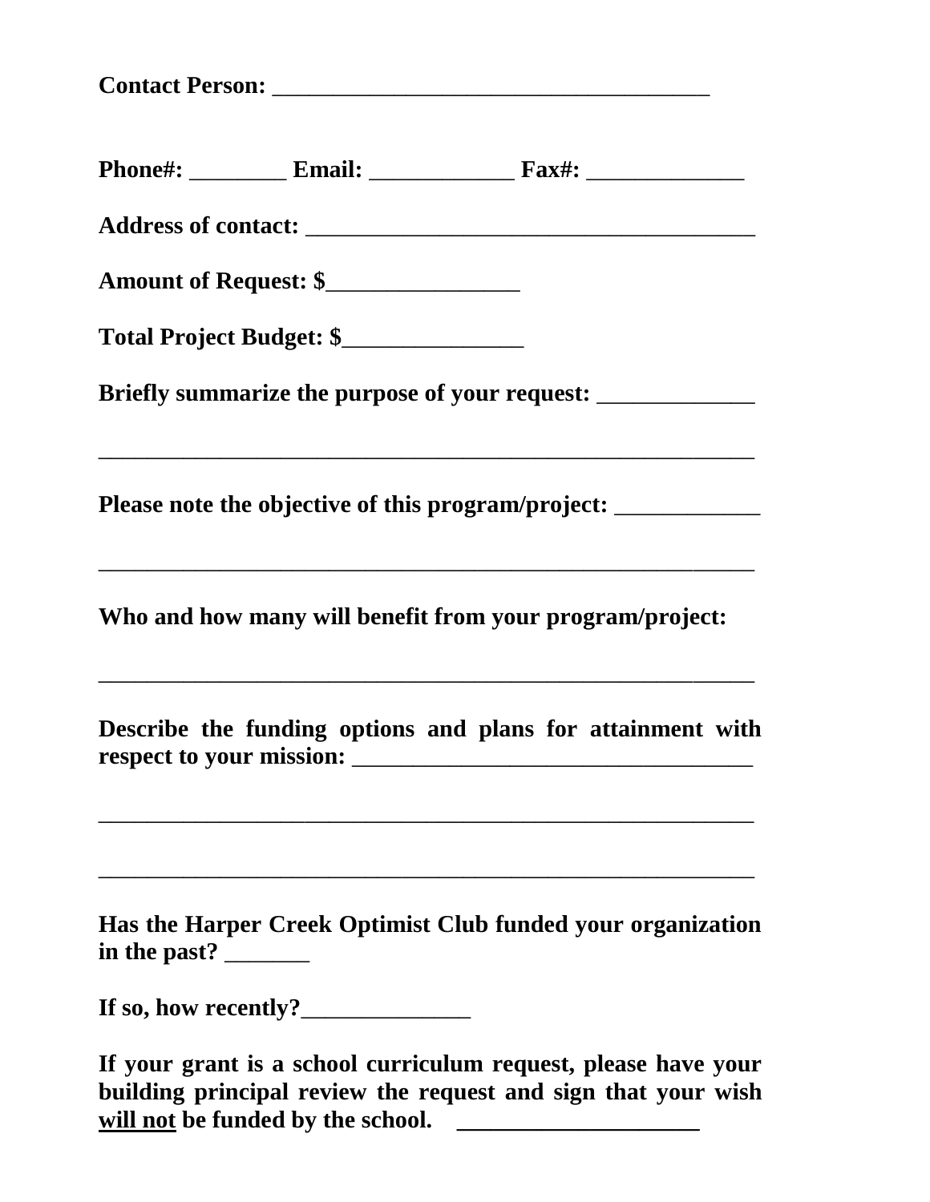**Contact Person: ____________________________________**

**Phone#: ________ Email: ____________ Fax#: _____________**

**Address of contact: _____________________________________**

**Amount of Request: $________________**

**Total Project Budget: $_______________**

**Briefly summarize the purpose of your request: _____________**

**______________________________________________________**

**Please note the objective of this program/project: ____________**

**______________________________________________________**

**Who and how many will benefit from your program/project:**

**______________________________________________________**

**Describe the funding options and plans for attainment with respect to your mission: _________________________________**

**______________________________________________________**

**______________________________________________________**

**Has the Harper Creek Optimist Club funded your organization in the past? _______**

**If so, how recently?______________**

**If your grant is a school curriculum request, please have your building principal review the request and sign that your wish <u>will not</u> be funded by the school. ____________________**